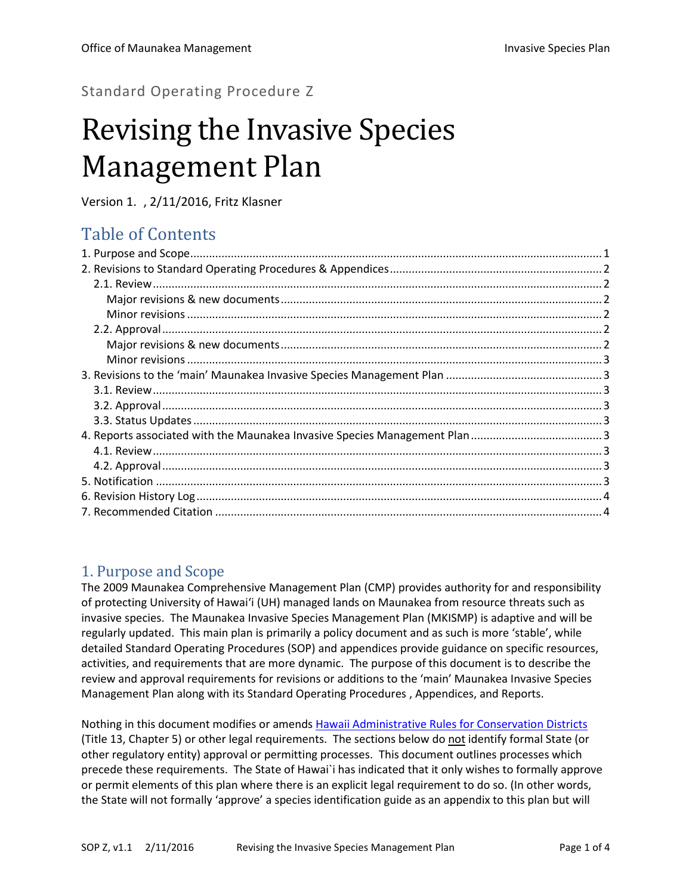Standard Operating Procedure Z

# Revising the Invasive Species Management Plan

Version 1.  , 2/11/2016, Fritz Klasner

## Table of Contents

1. Purpose and Scope ..... 1
2. Revisions to Standard Operating Procedures & Appendices ..... 2
   - 2.1. Review ..... 2
     - Major revisions & new documents ..... 2
     - Minor revisions ..... 2
   - 2.2. Approval ..... 2
     - Major revisions & new documents ..... 2
     - Minor revisions ..... 3
3. Revisions to the 'main' Maunakea Invasive Species Management Plan ..... 3
   - 3.1. Review ..... 3
   - 3.2. Approval ..... 3
   - 3.3. Status Updates ..... 3
4. Reports associated with the Maunakea Invasive Species Management Plan ..... 3
   - 4.1. Review ..... 3
   - 4.2. Approval ..... 3
5. Notification ..... 3
6. Revision History Log ..... 4
7. Recommended Citation ..... 4

## 1. Purpose and Scope

The 2009 Maunakea Comprehensive Management Plan (CMP) provides authority for and responsibility of protecting University of Hawai'i (UH) managed lands on Maunakea from resource threats such as invasive species. The Maunakea Invasive Species Management Plan (MKISMP) is adaptive and will be regularly updated. This main plan is primarily a policy document and as such is more 'stable', while detailed Standard Operating Procedures (SOP) and appendices provide guidance on specific resources, activities, and requirements that are more dynamic. The purpose of this document is to describe the review and approval requirements for revisions or additions to the 'main' Maunakea Invasive Species Management Plan along with its Standard Operating Procedures , Appendices, and Reports.

Nothing in this document modifies or amends Hawaii Administrative Rules for Conservation Districts (Title 13, Chapter 5) or other legal requirements. The sections below do not identify formal State (or other regulatory entity) approval or permitting processes. This document outlines processes which precede these requirements. The State of Hawai`i has indicated that it only wishes to formally approve or permit elements of this plan where there is an explicit legal requirement to do so. (In other words, the State will not formally 'approve' a species identification guide as an appendix to this plan but will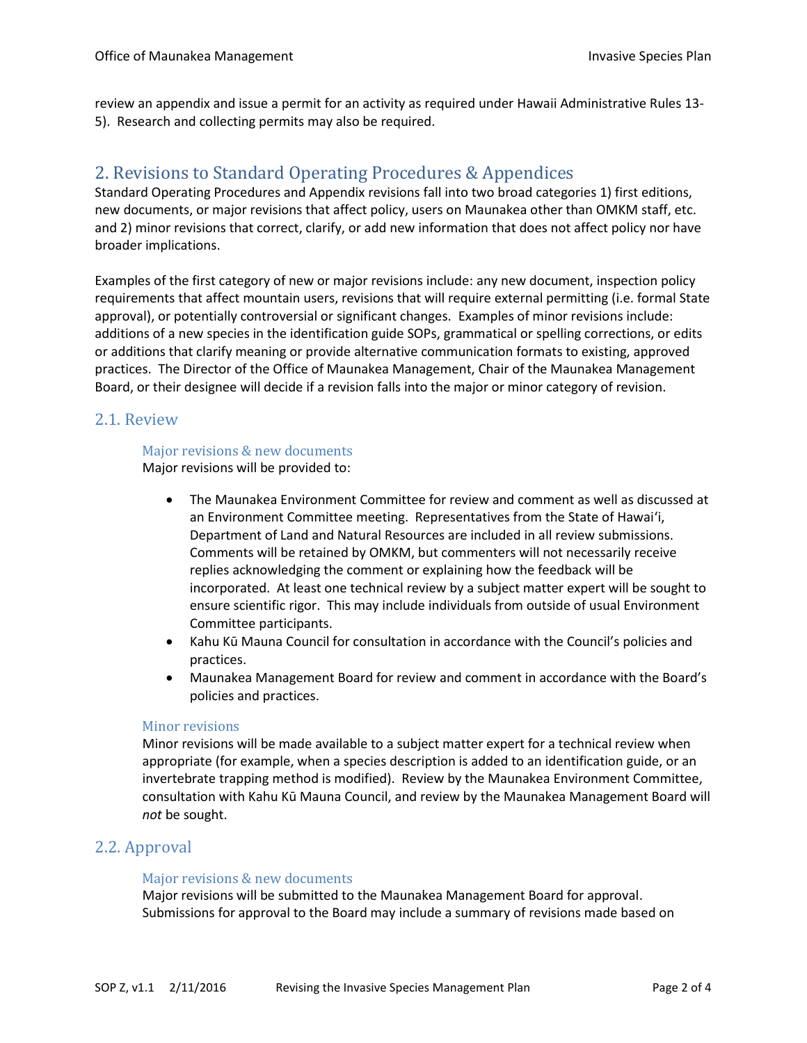review an appendix and issue a permit for an activity as required under Hawaii Administrative Rules 13-5). Research and collecting permits may also be required.

## 2. Revisions to Standard Operating Procedures & Appendices

Standard Operating Procedures and Appendix revisions fall into two broad categories 1) first editions, new documents, or major revisions that affect policy, users on Maunakea other than OMKM staff, etc. and 2) minor revisions that correct, clarify, or add new information that does not affect policy nor have broader implications.

Examples of the first category of new or major revisions include: any new document, inspection policy requirements that affect mountain users, revisions that will require external permitting (i.e. formal State approval), or potentially controversial or significant changes. Examples of minor revisions include: additions of a new species in the identification guide SOPs, grammatical or spelling corrections, or edits or additions that clarify meaning or provide alternative communication formats to existing, approved practices. The Director of the Office of Maunakea Management, Chair of the Maunakea Management Board, or their designee will decide if a revision falls into the major or minor category of revision.

### 2.1. Review

#### Major revisions & new documents

Major revisions will be provided to:

- The Maunakea Environment Committee for review and comment as well as discussed at an Environment Committee meeting. Representatives from the State of Hawaiʻi, Department of Land and Natural Resources are included in all review submissions. Comments will be retained by OMKM, but commenters will not necessarily receive replies acknowledging the comment or explaining how the feedback will be incorporated. At least one technical review by a subject matter expert will be sought to ensure scientific rigor. This may include individuals from outside of usual Environment Committee participants.
- Kahu Kū Mauna Council for consultation in accordance with the Council's policies and practices.
- Maunakea Management Board for review and comment in accordance with the Board's policies and practices.

#### Minor revisions

Minor revisions will be made available to a subject matter expert for a technical review when appropriate (for example, when a species description is added to an identification guide, or an invertebrate trapping method is modified). Review by the Maunakea Environment Committee, consultation with Kahu Kū Mauna Council, and review by the Maunakea Management Board will *not* be sought.

### 2.2. Approval

#### Major revisions & new documents

Major revisions will be submitted to the Maunakea Management Board for approval. Submissions for approval to the Board may include a summary of revisions made based on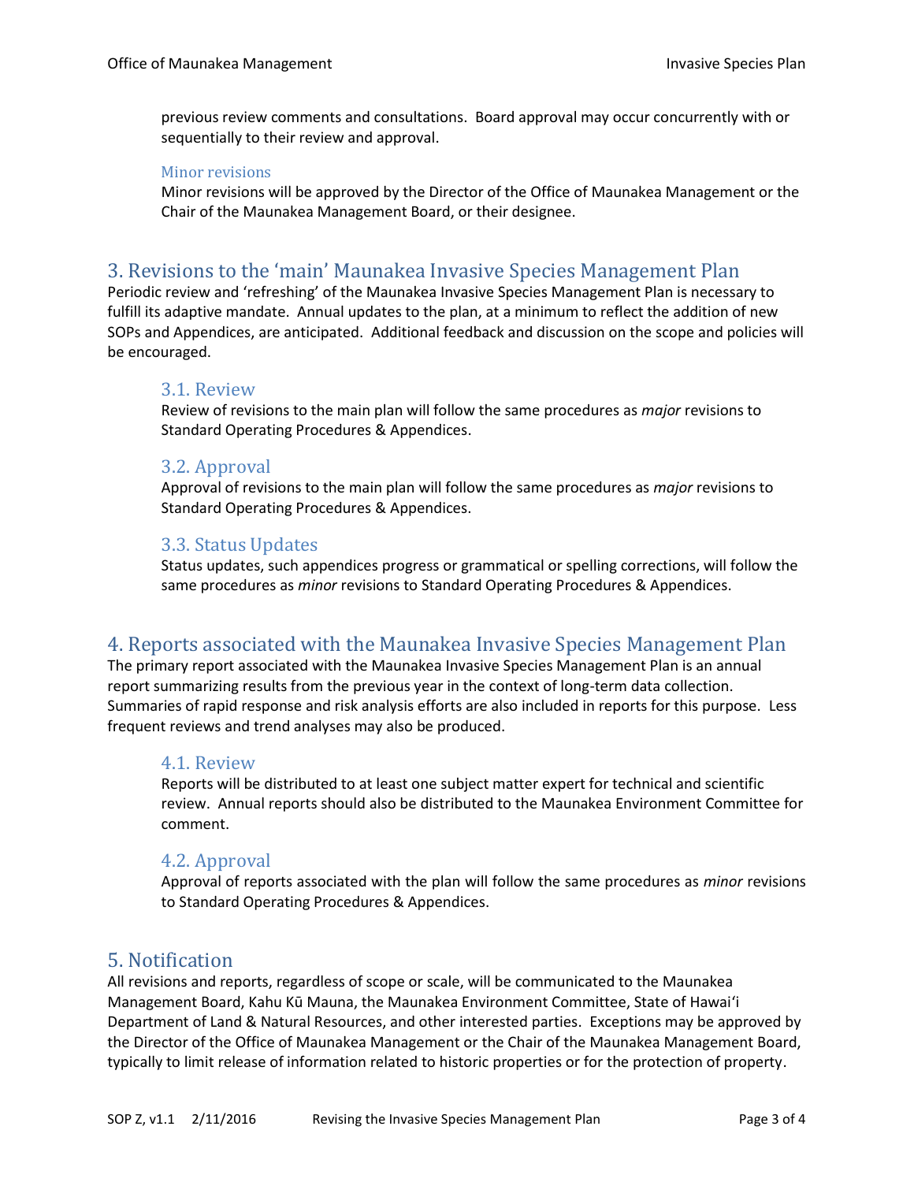previous review comments and consultations. Board approval may occur concurrently with or sequentially to their review and approval.

#### Minor revisions

Minor revisions will be approved by the Director of the Office of Maunakea Management or the Chair of the Maunakea Management Board, or their designee.

## 3. Revisions to the 'main' Maunakea Invasive Species Management Plan

Periodic review and 'refreshing' of the Maunakea Invasive Species Management Plan is necessary to fulfill its adaptive mandate. Annual updates to the plan, at a minimum to reflect the addition of new SOPs and Appendices, are anticipated. Additional feedback and discussion on the scope and policies will be encouraged.

### 3.1. Review

Review of revisions to the main plan will follow the same procedures as *major* revisions to Standard Operating Procedures & Appendices.

### 3.2. Approval

Approval of revisions to the main plan will follow the same procedures as *major* revisions to Standard Operating Procedures & Appendices.

### 3.3. Status Updates

Status updates, such appendices progress or grammatical or spelling corrections, will follow the same procedures as *minor* revisions to Standard Operating Procedures & Appendices.

## 4. Reports associated with the Maunakea Invasive Species Management Plan

The primary report associated with the Maunakea Invasive Species Management Plan is an annual report summarizing results from the previous year in the context of long-term data collection. Summaries of rapid response and risk analysis efforts are also included in reports for this purpose. Less frequent reviews and trend analyses may also be produced.

### 4.1. Review

Reports will be distributed to at least one subject matter expert for technical and scientific review. Annual reports should also be distributed to the Maunakea Environment Committee for comment.

### 4.2. Approval

Approval of reports associated with the plan will follow the same procedures as *minor* revisions to Standard Operating Procedures & Appendices.

## 5. Notification

All revisions and reports, regardless of scope or scale, will be communicated to the Maunakea Management Board, Kahu Kū Mauna, the Maunakea Environment Committee, State of Hawaiʻi Department of Land & Natural Resources, and other interested parties. Exceptions may be approved by the Director of the Office of Maunakea Management or the Chair of the Maunakea Management Board, typically to limit release of information related to historic properties or for the protection of property.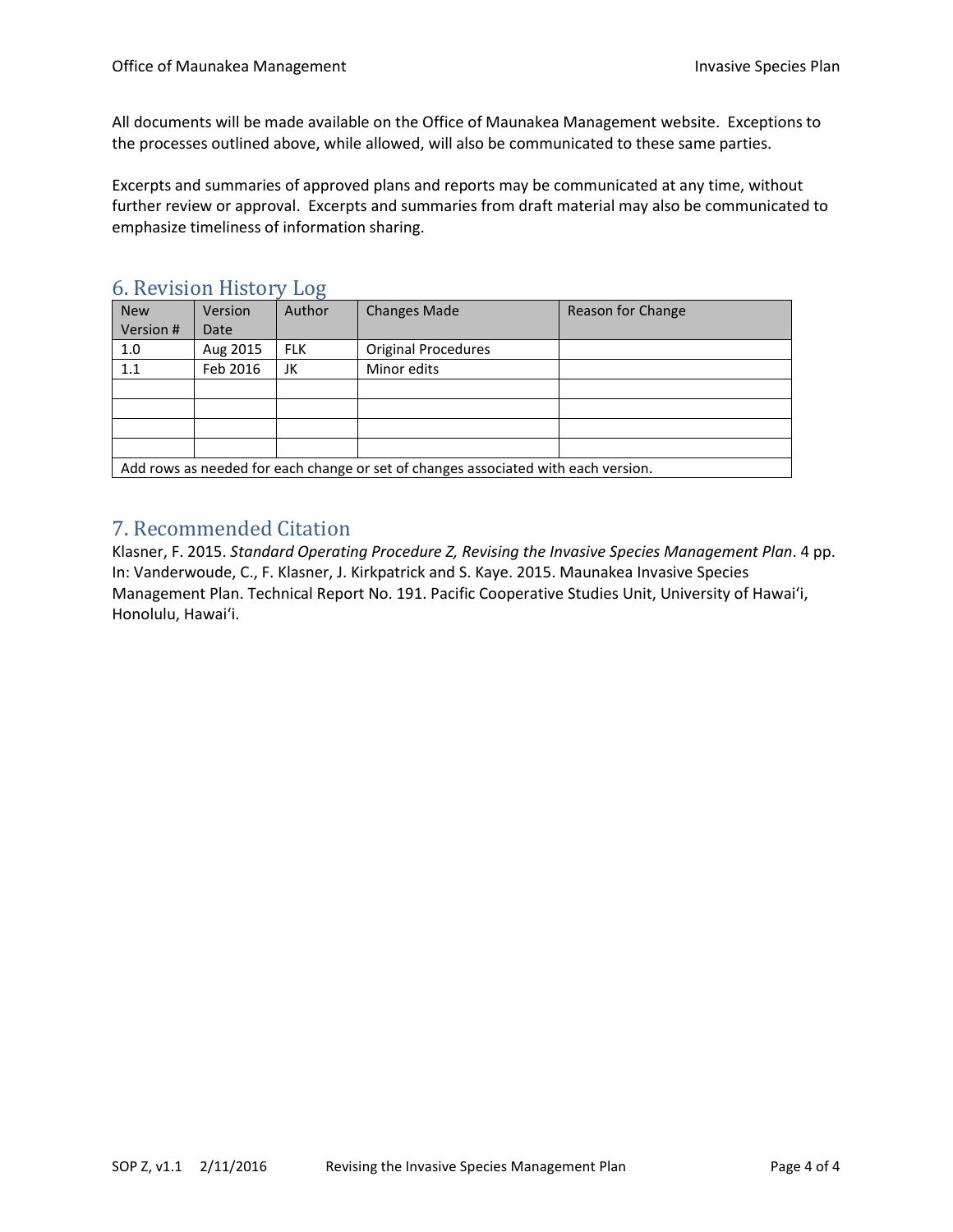All documents will be made available on the Office of Maunakea Management website. Exceptions to the processes outlined above, while allowed, will also be communicated to these same parties.

Excerpts and summaries of approved plans and reports may be communicated at any time, without further review or approval. Excerpts and summaries from draft material may also be communicated to emphasize timeliness of information sharing.

## 6. Revision History Log

| New Version # | Version Date | Author | Changes Made | Reason for Change |
|---|---|---|---|---|
| 1.0 | Aug 2015 | FLK | Original Procedures | |
| 1.1 | Feb 2016 | JK | Minor edits | |
| | | | | |
| | | | | |
| | | | | |
| | | | | |
| Add rows as needed for each change or set of changes associated with each version. | | | | |

## 7. Recommended Citation

Klasner, F. 2015. *Standard Operating Procedure Z, Revising the Invasive Species Management Plan*. 4 pp. In: Vanderwoude, C., F. Klasner, J. Kirkpatrick and S. Kaye. 2015. Maunakea Invasive Species Management Plan. Technical Report No. 191. Pacific Cooperative Studies Unit, University of Hawaiʻi, Honolulu, Hawaiʻi.